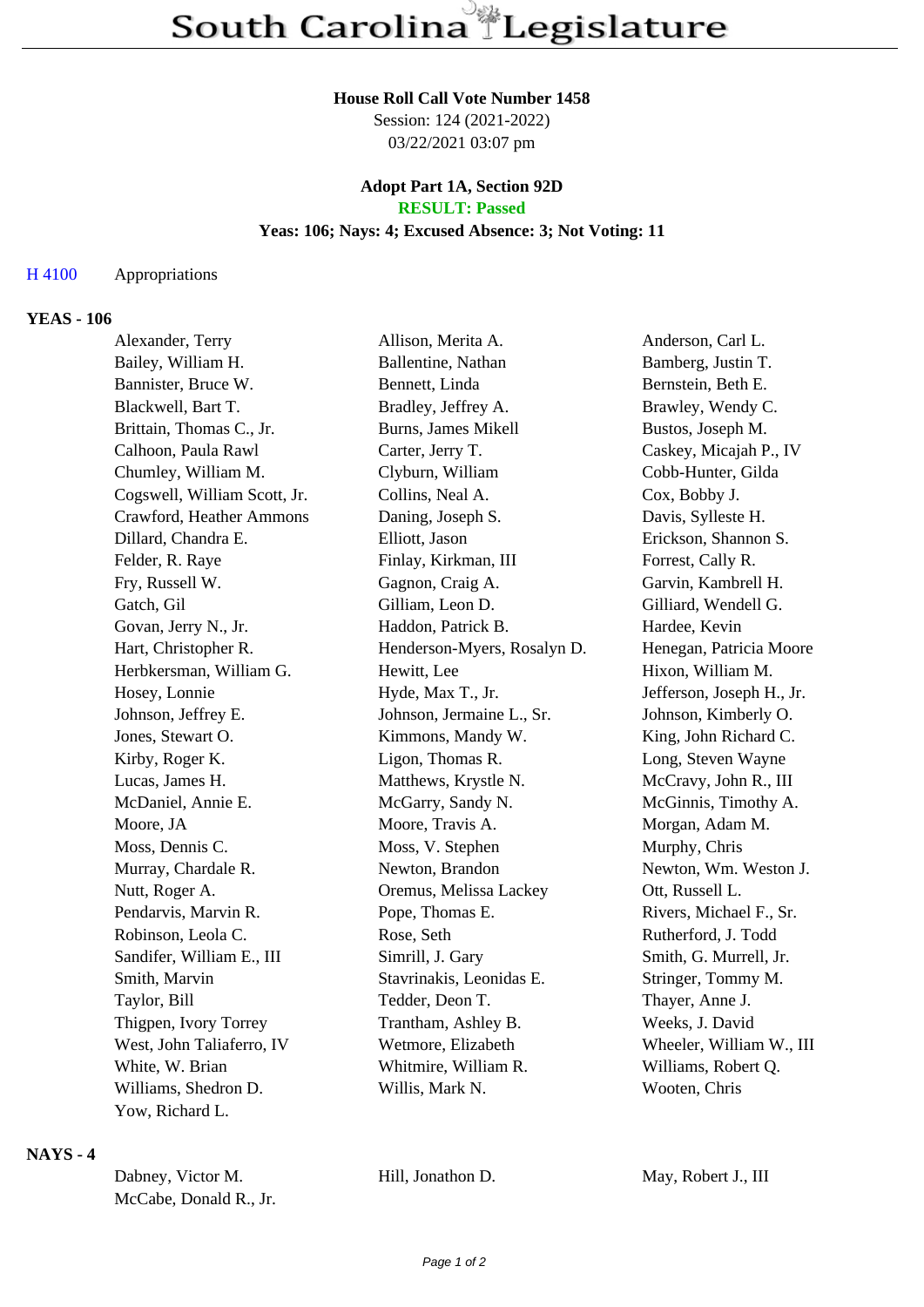# South Carolina Legislature

**House Roll Call Vote Number 1458**
Session: 124 (2021-2022)
03/22/2021 03:07 pm

**Adopt Part 1A, Section 92D**
**RESULT: Passed**
**Yeas: 106; Nays: 4; Excused Absence: 3; Not Voting: 11**

H 4100 Appropriations

## YEAS - 106

| | | |
|---|---|---|
| Alexander, Terry | Allison, Merita A. | Anderson, Carl L. |
| Bailey, William H. | Ballentine, Nathan | Bamberg, Justin T. |
| Bannister, Bruce W. | Bennett, Linda | Bernstein, Beth E. |
| Blackwell, Bart T. | Bradley, Jeffrey A. | Brawley, Wendy C. |
| Brittain, Thomas C., Jr. | Burns, James Mikell | Bustos, Joseph M. |
| Calhoon, Paula Rawl | Carter, Jerry T. | Caskey, Micajah P., IV |
| Chumley, William M. | Clyburn, William | Cobb-Hunter, Gilda |
| Cogswell, William Scott, Jr. | Collins, Neal A. | Cox, Bobby J. |
| Crawford, Heather Ammons | Daning, Joseph S. | Davis, Sylleste H. |
| Dillard, Chandra E. | Elliott, Jason | Erickson, Shannon S. |
| Felder, R. Raye | Finlay, Kirkman, III | Forrest, Cally R. |
| Fry, Russell W. | Gagnon, Craig A. | Garvin, Kambrell H. |
| Gatch, Gil | Gilliam, Leon D. | Gilliard, Wendell G. |
| Govan, Jerry N., Jr. | Haddon, Patrick B. | Hardee, Kevin |
| Hart, Christopher R. | Henderson-Myers, Rosalyn D. | Henegan, Patricia Moore |
| Herbkersman, William G. | Hewitt, Lee | Hixon, William M. |
| Hosey, Lonnie | Hyde, Max T., Jr. | Jefferson, Joseph H., Jr. |
| Johnson, Jeffrey E. | Johnson, Jermaine L., Sr. | Johnson, Kimberly O. |
| Jones, Stewart O. | Kimmons, Mandy W. | King, John Richard C. |
| Kirby, Roger K. | Ligon, Thomas R. | Long, Steven Wayne |
| Lucas, James H. | Matthews, Krystle N. | McCravy, John R., III |
| McDaniel, Annie E. | McGarry, Sandy N. | McGinnis, Timothy A. |
| Moore, JA | Moore, Travis A. | Morgan, Adam M. |
| Moss, Dennis C. | Moss, V. Stephen | Murphy, Chris |
| Murray, Chardale R. | Newton, Brandon | Newton, Wm. Weston J. |
| Nutt, Roger A. | Oremus, Melissa Lackey | Ott, Russell L. |
| Pendarvis, Marvin R. | Pope, Thomas E. | Rivers, Michael F., Sr. |
| Robinson, Leola C. | Rose, Seth | Rutherford, J. Todd |
| Sandifer, William E., III | Simrill, J. Gary | Smith, G. Murrell, Jr. |
| Smith, Marvin | Stavrinakis, Leonidas E. | Stringer, Tommy M. |
| Taylor, Bill | Tedder, Deon T. | Thayer, Anne J. |
| Thigpen, Ivory Torrey | Trantham, Ashley B. | Weeks, J. David |
| West, John Taliaferro, IV | Wetmore, Elizabeth | Wheeler, William W., III |
| White, W. Brian | Whitmire, William R. | Williams, Robert Q. |
| Williams, Shedron D. | Willis, Mark N. | Wooten, Chris |
| Yow, Richard L. | | |

## NAYS - 4

| | | |
|---|---|---|
| Dabney, Victor M. | Hill, Jonathon D. | May, Robert J., III |
| McCabe, Donald R., Jr. | | |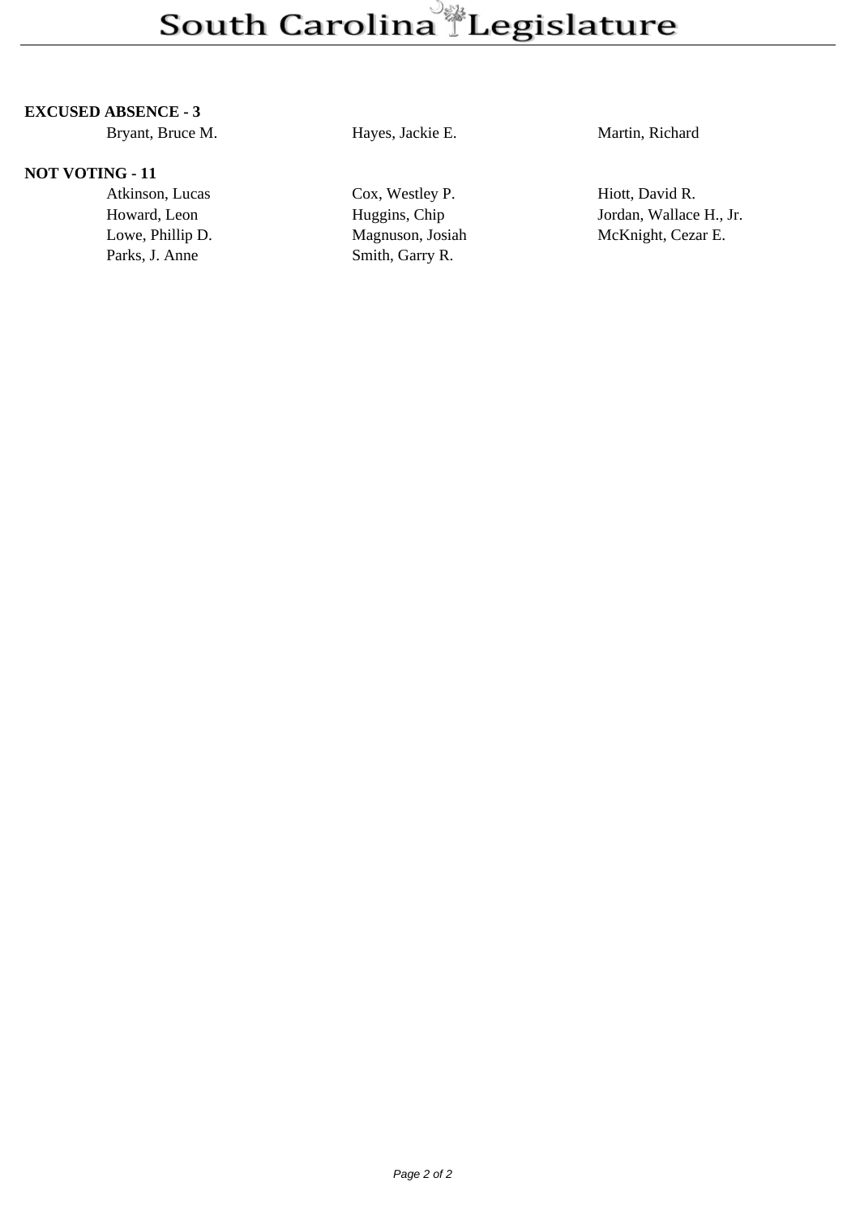**EXCUSED ABSENCE - 3**

| | | |
|---|---|---|
| Bryant, Bruce M. | Hayes, Jackie E. | Martin, Richard |

**NOT VOTING - 11**

| | | |
|---|---|---|
| Atkinson, Lucas | Cox, Westley P. | Hiott, David R. |
| Howard, Leon | Huggins, Chip | Jordan, Wallace H., Jr. |
| Lowe, Phillip D. | Magnuson, Josiah | McKnight, Cezar E. |
| Parks, J. Anne | Smith, Garry R. | |